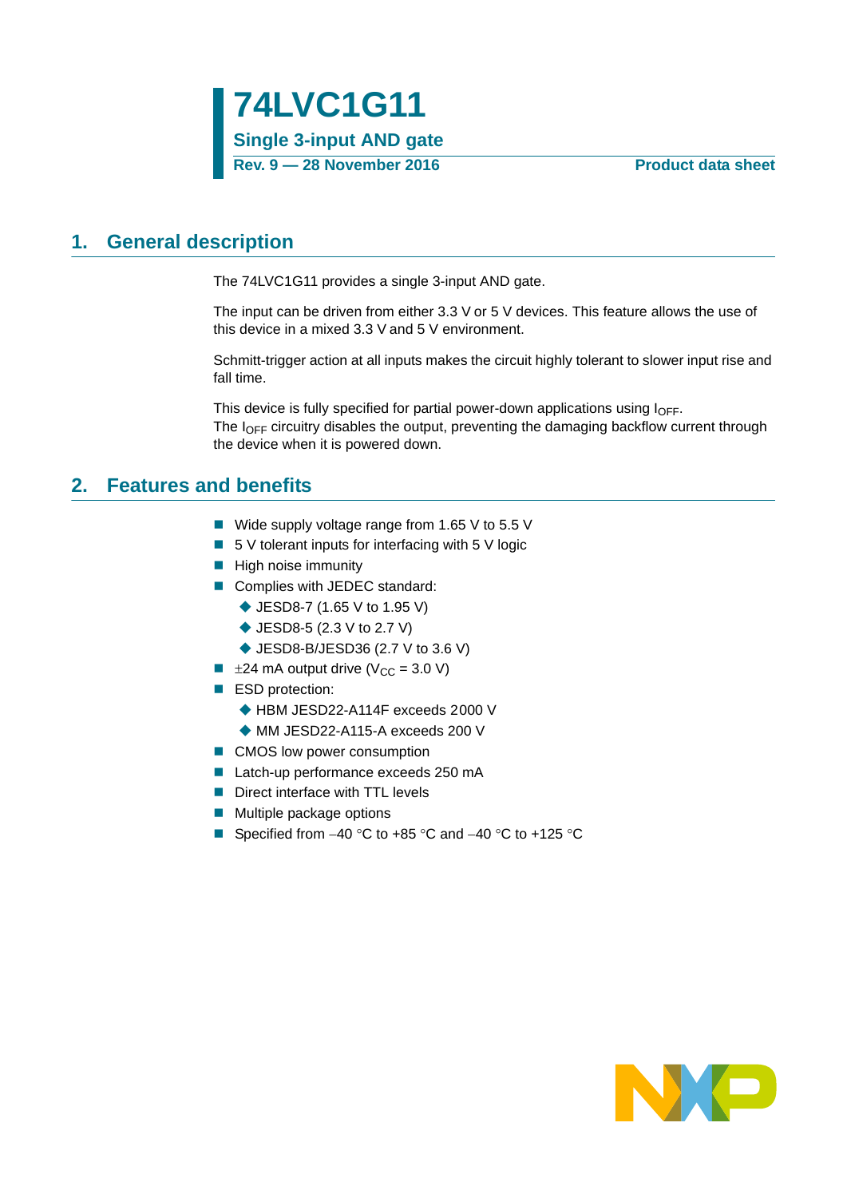# 74LVC1G11

**Single 3-input AND gate**

**Rev. 9 — 28 November 2016** **Product data sheet**

## 1. General description

The 74LVC1G11 provides a single 3-input AND gate.

The input can be driven from either 3.3 V or 5 V devices. This feature allows the use of this device in a mixed 3.3 V and 5 V environment.

Schmitt-trigger action at all inputs makes the circuit highly tolerant to slower input rise and fall time.

This device is fully specified for partial power-down applications using $I_{OFF}$. The $I_{OFF}$ circuitry disables the output, preventing the damaging backflow current through the device when it is powered down.

## 2. Features and benefits

- Wide supply voltage range from 1.65 V to 5.5 V
- 5 V tolerant inputs for interfacing with 5 V logic
- High noise immunity
- Complies with JEDEC standard:
  - JESD8-7 (1.65 V to 1.95 V)
  - JESD8-5 (2.3 V to 2.7 V)
  - JESD8-B/JESD36 (2.7 V to 3.6 V)
- ±24 mA output drive ($V_{CC}$ = 3.0 V)
- ESD protection:
  - HBM JESD22-A114F exceeds 2000 V
  - MM JESD22-A115-A exceeds 200 V
- CMOS low power consumption
- Latch-up performance exceeds 250 mA
- Direct interface with TTL levels
- Multiple package options
- Specified from −40 °C to +85 °C and −40 °C to +125 °C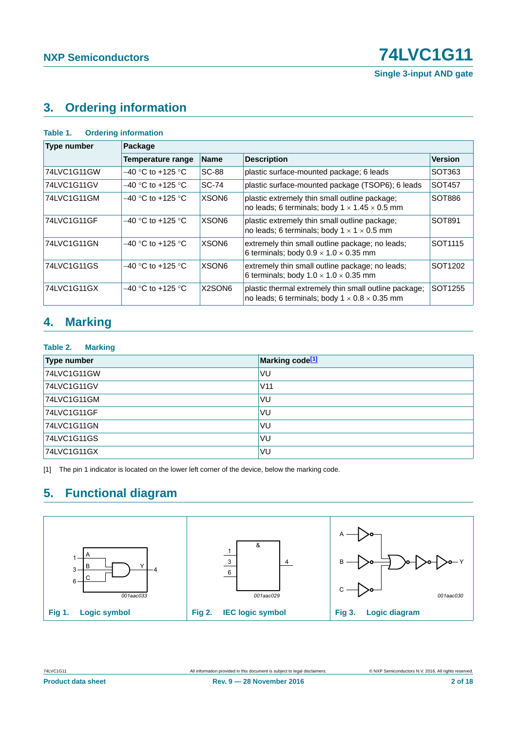## 3. Ordering information

**Table 1. Ordering information**

| Type number | Package | | | |
|---|---|---|---|---|
| | Temperature range | Name | Description | Version |
| 74LVC1G11GW | –40 °C to +125 °C | SC-88 | plastic surface-mounted package; 6 leads | SOT363 |
| 74LVC1G11GV | –40 °C to +125 °C | SC-74 | plastic surface-mounted package (TSOP6); 6 leads | SOT457 |
| 74LVC1G11GM | –40 °C to +125 °C | XSON6 | plastic extremely thin small outline package; no leads; 6 terminals; body 1 × 1.45 × 0.5 mm | SOT886 |
| 74LVC1G11GF | –40 °C to +125 °C | XSON6 | plastic extremely thin small outline package; no leads; 6 terminals; body 1 × 1 × 0.5 mm | SOT891 |
| 74LVC1G11GN | –40 °C to +125 °C | XSON6 | extremely thin small outline package; no leads; 6 terminals; body 0.9 × 1.0 × 0.35 mm | SOT1115 |
| 74LVC1G11GS | –40 °C to +125 °C | XSON6 | extremely thin small outline package; no leads; 6 terminals; body 1.0 × 1.0 × 0.35 mm | SOT1202 |
| 74LVC1G11GX | –40 °C to +125 °C | X2SON6 | plastic thermal extremely thin small outline package; no leads; 6 terminals; body 1 × 0.8 × 0.35 mm | SOT1255 |

## 4. Marking

**Table 2. Marking**

| Type number | Marking code[1] |
|---|---|
| 74LVC1G11GW | VU |
| 74LVC1G11GV | V11 |
| 74LVC1G11GM | VU |
| 74LVC1G11GF | VU |
| 74LVC1G11GN | VU |
| 74LVC1G11GS | VU |
| 74LVC1G11GX | VU |

[1] The pin 1 indicator is located on the lower left corner of the device, below the marking code.

## 5. Functional diagram

Fig 1. Logic symbol

Fig 2. IEC logic symbol

Fig 3. Logic diagram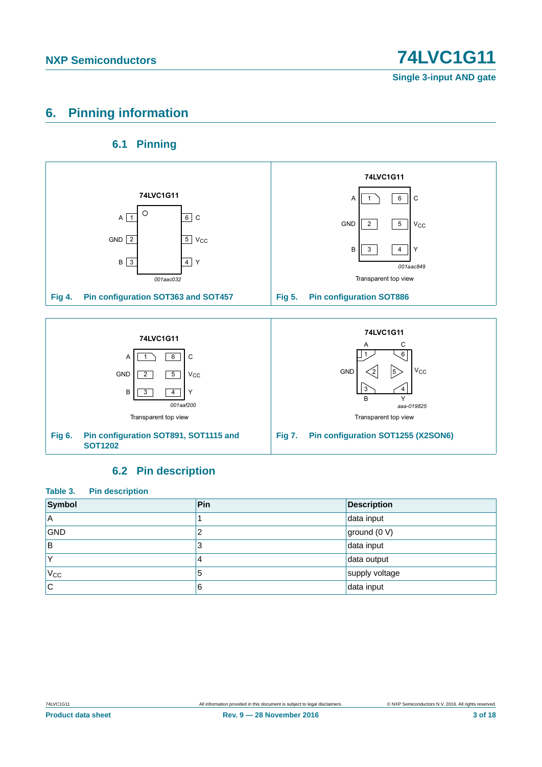## 6. Pinning information

### 6.1 Pinning

Fig 4. Pin configuration SOT363 and SOT457

Fig 5. Pin configuration SOT886

Fig 6. Pin configuration SOT891, SOT1115 and SOT1202

Fig 7. Pin configuration SOT1255 (X2SON6)

### 6.2 Pin description

**Table 3. Pin description**

| Symbol | Pin | Description |
|---|---|---|
| A | 1 | data input |
| GND | 2 | ground (0 V) |
| B | 3 | data input |
| Y | 4 | data output |
| $V_{CC}$ | 5 | supply voltage |
| C | 6 | data input |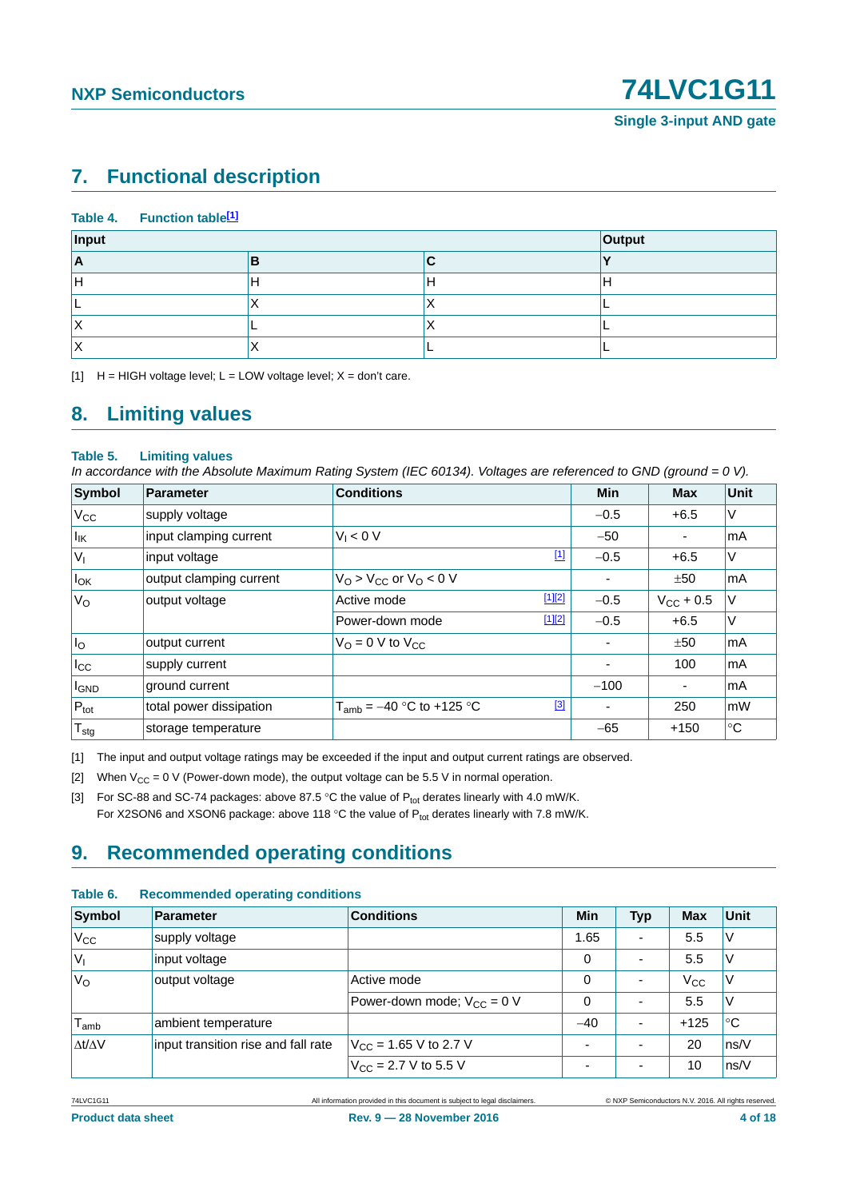## 7. Functional description

**Table 4. Function table[1]**

| Input | | | Output |
|---|---|---|---|
| **A** | **B** | **C** | **Y** |
| H | H | H | H |
| L | X | X | L |
| X | L | X | L |
| X | X | L | L |

[1] H = HIGH voltage level; L = LOW voltage level; X = don't care.

## 8. Limiting values

**Table 5. Limiting values**

*In accordance with the Absolute Maximum Rating System (IEC 60134). Voltages are referenced to GND (ground = 0 V).*

| Symbol | Parameter | Conditions | Min | Max | Unit |
|---|---|---|---|---|---|
| $V_{CC}$ | supply voltage | | −0.5 | +6.5 | V |
| $I_{IK}$ | input clamping current | $V_I < 0$ V | −50 | - | mA |
| $V_I$ | input voltage | [1] | −0.5 | +6.5 | V |
| $I_{OK}$ | output clamping current | $V_O > V_{CC}$ or $V_O < 0$ V | - | ±50 | mA |
| $V_O$ | output voltage | Active mode [1][2] | −0.5 | $V_{CC}$ + 0.5 | V |
| | | Power-down mode [1][2] | −0.5 | +6.5 | V |
| $I_O$ | output current | $V_O$ = 0 V to $V_{CC}$ | - | ±50 | mA |
| $I_{CC}$ | supply current | | - | 100 | mA |
| $I_{GND}$ | ground current | | −100 | - | mA |
| $P_{tot}$ | total power dissipation | $T_{amb}$ = −40 °C to +125 °C [3] | - | 250 | mW |
| $T_{stg}$ | storage temperature | | −65 | +150 | °C |

[1] The input and output voltage ratings may be exceeded if the input and output current ratings are observed.

[2] When $V_{CC}$ = 0 V (Power-down mode), the output voltage can be 5.5 V in normal operation.

[3] For SC-88 and SC-74 packages: above 87.5 °C the value of $P_{tot}$ derates linearly with 4.0 mW/K.
For X2SON6 and XSON6 package: above 118 °C the value of $P_{tot}$ derates linearly with 7.8 mW/K.

## 9. Recommended operating conditions

**Table 6. Recommended operating conditions**

| Symbol | Parameter | Conditions | Min | Typ | Max | Unit |
|---|---|---|---|---|---|---|
| $V_{CC}$ | supply voltage | | 1.65 | - | 5.5 | V |
| $V_I$ | input voltage | | 0 | - | 5.5 | V |
| $V_O$ | output voltage | Active mode | 0 | - | $V_{CC}$ | V |
| | | Power-down mode; $V_{CC}$ = 0 V | 0 | - | 5.5 | V |
| $T_{amb}$ | ambient temperature | | −40 | - | +125 | °C |
| $\Delta t/\Delta V$ | input transition rise and fall rate | $V_{CC}$ = 1.65 V to 2.7 V | - | - | 20 | ns/V |
| | | $V_{CC}$ = 2.7 V to 5.5 V | - | - | 10 | ns/V |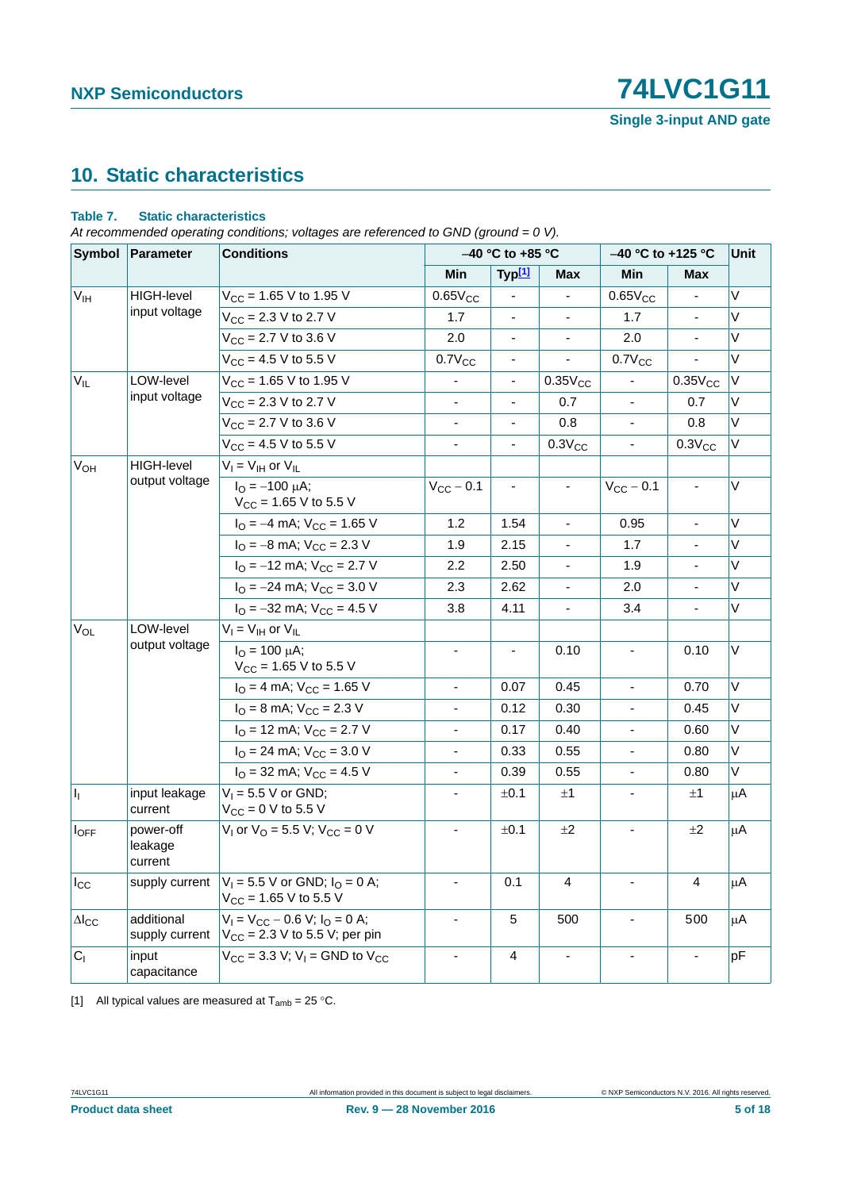## 10. Static characteristics

**Table 7. Static characteristics**

*At recommended operating conditions; voltages are referenced to GND (ground = 0 V).*

| Symbol | Parameter | Conditions | −40 °C to +85 °C | | | −40 °C to +125 °C | | Unit |
|---|---|---|---|---|---|---|---|---|
| | | | Min | Typ[1] | Max | Min | Max | |
| $V_{IH}$ | HIGH-level input voltage | $V_{CC}$ = 1.65 V to 1.95 V | $0.65V_{CC}$ | - | - | $0.65V_{CC}$ | - | V |
| | | $V_{CC}$ = 2.3 V to 2.7 V | 1.7 | - | - | 1.7 | - | V |
| | | $V_{CC}$ = 2.7 V to 3.6 V | 2.0 | - | - | 2.0 | - | V |
| | | $V_{CC}$ = 4.5 V to 5.5 V | $0.7V_{CC}$ | - | - | $0.7V_{CC}$ | - | V |
| $V_{IL}$ | LOW-level input voltage | $V_{CC}$ = 1.65 V to 1.95 V | - | - | $0.35V_{CC}$ | - | $0.35V_{CC}$ | V |
| | | $V_{CC}$ = 2.3 V to 2.7 V | - | - | 0.7 | - | 0.7 | V |
| | | $V_{CC}$ = 2.7 V to 3.6 V | - | - | 0.8 | - | 0.8 | V |
| | | $V_{CC}$ = 4.5 V to 5.5 V | - | - | $0.3V_{CC}$ | - | $0.3V_{CC}$ | V |
| $V_{OH}$ | HIGH-level output voltage | $V_I = V_{IH}$ or $V_{IL}$ | | | | | | |
| | | $I_O$ = −100 μA; $V_{CC}$ = 1.65 V to 5.5 V | $V_{CC} - 0.1$ | - | - | $V_{CC} - 0.1$ | - | V |
| | | $I_O$ = −4 mA; $V_{CC}$ = 1.65 V | 1.2 | 1.54 | - | 0.95 | - | V |
| | | $I_O$ = −8 mA; $V_{CC}$ = 2.3 V | 1.9 | 2.15 | - | 1.7 | - | V |
| | | $I_O$ = −12 mA; $V_{CC}$ = 2.7 V | 2.2 | 2.50 | - | 1.9 | - | V |
| | | $I_O$ = −24 mA; $V_{CC}$ = 3.0 V | 2.3 | 2.62 | - | 2.0 | - | V |
| | | $I_O$ = −32 mA; $V_{CC}$ = 4.5 V | 3.8 | 4.11 | - | 3.4 | - | V |
| $V_{OL}$ | LOW-level output voltage | $V_I = V_{IH}$ or $V_{IL}$ | | | | | | |
| | | $I_O$ = 100 μA; $V_{CC}$ = 1.65 V to 5.5 V | - | - | 0.10 | - | 0.10 | V |
| | | $I_O$ = 4 mA; $V_{CC}$ = 1.65 V | - | 0.07 | 0.45 | - | 0.70 | V |
| | | $I_O$ = 8 mA; $V_{CC}$ = 2.3 V | - | 0.12 | 0.30 | - | 0.45 | V |
| | | $I_O$ = 12 mA; $V_{CC}$ = 2.7 V | - | 0.17 | 0.40 | - | 0.60 | V |
| | | $I_O$ = 24 mA; $V_{CC}$ = 3.0 V | - | 0.33 | 0.55 | - | 0.80 | V |
| | | $I_O$ = 32 mA; $V_{CC}$ = 4.5 V | - | 0.39 | 0.55 | - | 0.80 | V |
| $I_I$ | input leakage current | $V_I$ = 5.5 V or GND; $V_{CC}$ = 0 V to 5.5 V | - | ±0.1 | ±1 | - | ±1 | μA |
| $I_{OFF}$ | power-off leakage current | $V_I$ or $V_O$ = 5.5 V; $V_{CC}$ = 0 V | - | ±0.1 | ±2 | - | ±2 | μA |
| $I_{CC}$ | supply current | $V_I$ = 5.5 V or GND; $I_O$ = 0 A; $V_{CC}$ = 1.65 V to 5.5 V | - | 0.1 | 4 | - | 4 | μA |
| $\Delta I_{CC}$ | additional supply current | $V_I = V_{CC} - 0.6$ V; $I_O$ = 0 A; $V_{CC}$ = 2.3 V to 5.5 V; per pin | - | 5 | 500 | - | 500 | μA |
| $C_I$ | input capacitance | $V_{CC}$ = 3.3 V; $V_I$ = GND to $V_{CC}$ | - | 4 | - | - | - | pF |

[1] All typical values are measured at $T_{amb}$ = 25 °C.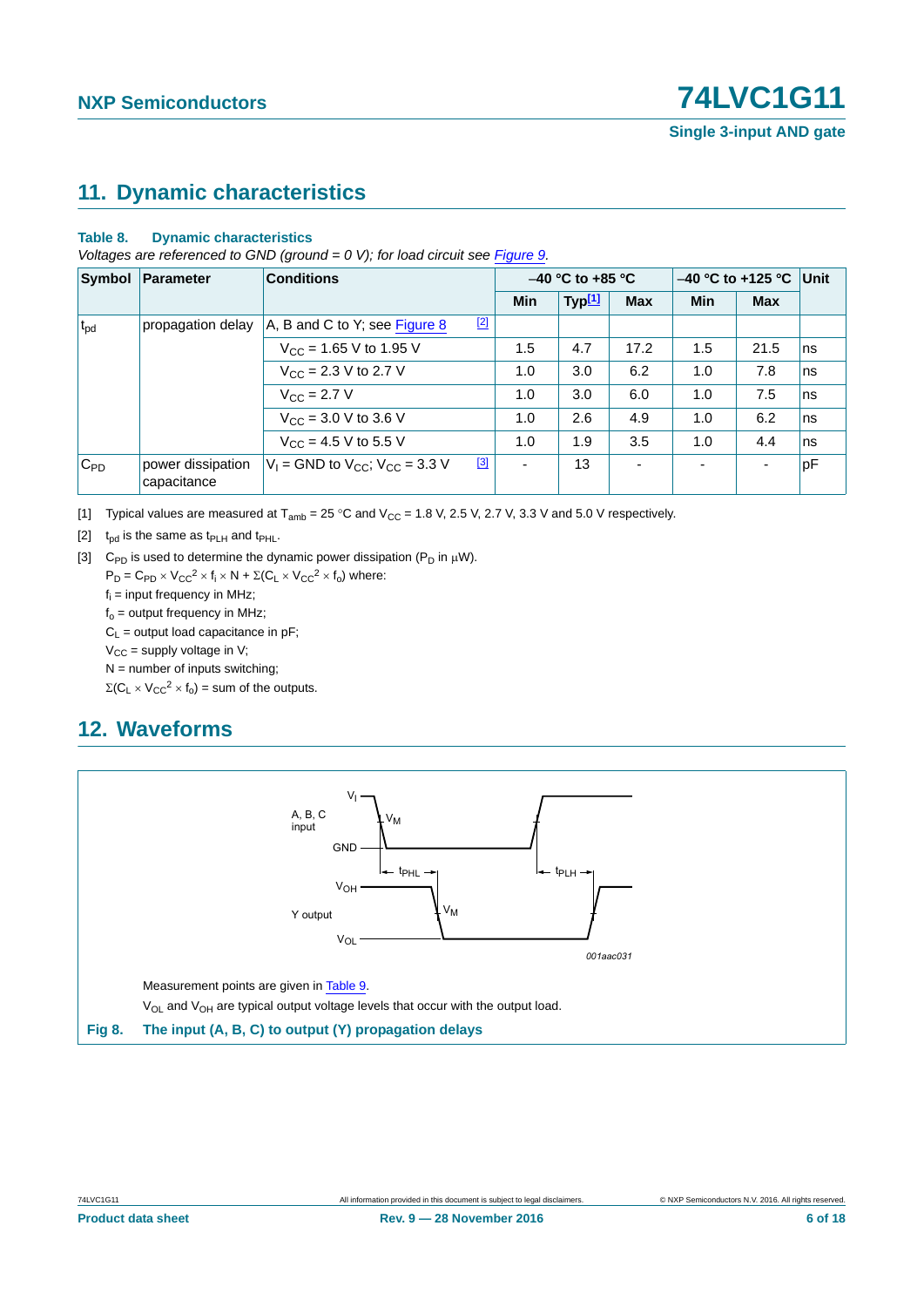## 11. Dynamic characteristics

**Table 8. Dynamic characteristics**

*Voltages are referenced to GND (ground = 0 V); for load circuit see Figure 9.*

| Symbol | Parameter | Conditions | −40 °C to +85 °C | | | −40 °C to +125 °C | | Unit |
|---|---|---|---|---|---|---|---|---|
| | | | Min | Typ[1] | Max | Min | Max | |
| $t_{pd}$ | propagation delay | A, B and C to Y; see Figure 8 [2] | | | | | | |
| | | $V_{CC}$ = 1.65 V to 1.95 V | 1.5 | 4.7 | 17.2 | 1.5 | 21.5 | ns |
| | | $V_{CC}$ = 2.3 V to 2.7 V | 1.0 | 3.0 | 6.2 | 1.0 | 7.8 | ns |
| | | $V_{CC}$ = 2.7 V | 1.0 | 3.0 | 6.0 | 1.0 | 7.5 | ns |
| | | $V_{CC}$ = 3.0 V to 3.6 V | 1.0 | 2.6 | 4.9 | 1.0 | 6.2 | ns |
| | | $V_{CC}$ = 4.5 V to 5.5 V | 1.0 | 1.9 | 3.5 | 1.0 | 4.4 | ns |
| $C_{PD}$ | power dissipation capacitance | $V_I$ = GND to $V_{CC}$; $V_{CC}$ = 3.3 V [3] | - | 13 | - | - | - | pF |

[1] Typical values are measured at $T_{amb}$ = 25 °C and $V_{CC}$ = 1.8 V, 2.5 V, 2.7 V, 3.3 V and 5.0 V respectively.

[2] $t_{pd}$ is the same as $t_{PLH}$ and $t_{PHL}$.

[3] $C_{PD}$ is used to determine the dynamic power dissipation ($P_D$ in μW).

$P_D = C_{PD} \times V_{CC}^2 \times f_i \times N + \Sigma(C_L \times V_{CC}^2 \times f_o)$ where:

$f_i$ = input frequency in MHz;

$f_o$ = output frequency in MHz;

$C_L$ = output load capacitance in pF;

$V_{CC}$ = supply voltage in V;

N = number of inputs switching;

$\Sigma(C_L \times V_{CC}^2 \times f_o)$ = sum of the outputs.

## 12. Waveforms

Measurement points are given in Table 9.

$V_{OL}$ and $V_{OH}$ are typical output voltage levels that occur with the output load.

**Fig 8. The input (A, B, C) to output (Y) propagation delays**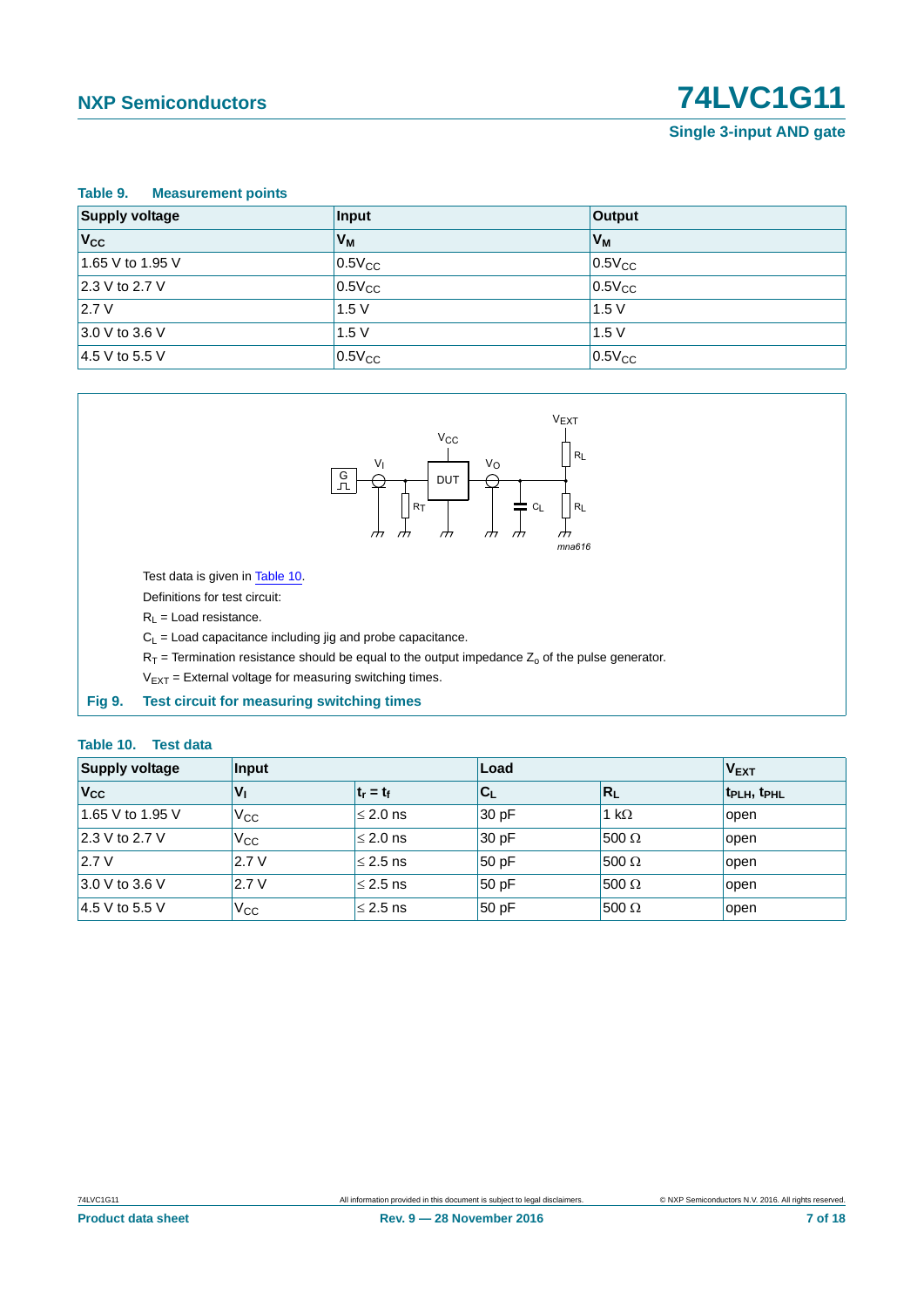**Table 9. Measurement points**

| Supply voltage | Input | Output |
|---|---|---|
| $V_{CC}$ | $V_M$ | $V_M$ |
| 1.65 V to 1.95 V | $0.5V_{CC}$ | $0.5V_{CC}$ |
| 2.3 V to 2.7 V | $0.5V_{CC}$ | $0.5V_{CC}$ |
| 2.7 V | 1.5 V | 1.5 V |
| 3.0 V to 3.6 V | 1.5 V | 1.5 V |
| 4.5 V to 5.5 V | $0.5V_{CC}$ | $0.5V_{CC}$ |

Test data is given in Table 10.

Definitions for test circuit:

$R_L$ = Load resistance.

$C_L$ = Load capacitance including jig and probe capacitance.

$R_T$ = Termination resistance should be equal to the output impedance $Z_o$ of the pulse generator.

$V_{EXT}$ = External voltage for measuring switching times.

**Fig 9. Test circuit for measuring switching times**

**Table 10. Test data**

| Supply voltage | Input | | Load | | $V_{EXT}$ |
|---|---|---|---|---|---|
| $V_{CC}$ | $V_I$ | $t_r = t_f$ | $C_L$ | $R_L$ | $t_{PLH}$, $t_{PHL}$ |
| 1.65 V to 1.95 V | $V_{CC}$ | ≤ 2.0 ns | 30 pF | 1 kΩ | open |
| 2.3 V to 2.7 V | $V_{CC}$ | ≤ 2.0 ns | 30 pF | 500 Ω | open |
| 2.7 V | 2.7 V | ≤ 2.5 ns | 50 pF | 500 Ω | open |
| 3.0 V to 3.6 V | 2.7 V | ≤ 2.5 ns | 50 pF | 500 Ω | open |
| 4.5 V to 5.5 V | $V_{CC}$ | ≤ 2.5 ns | 50 pF | 500 Ω | open |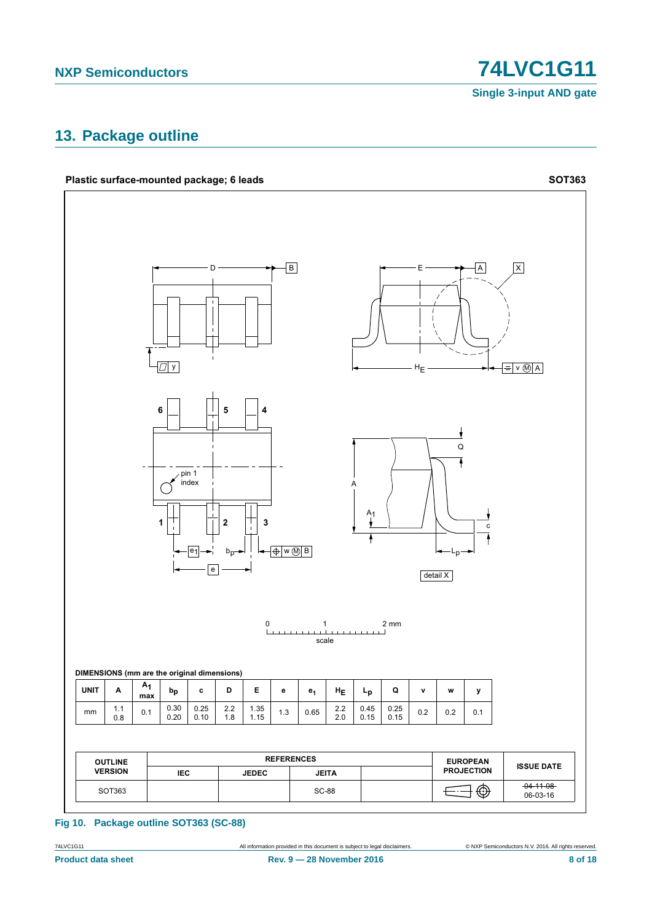## 13. Package outline

**Plastic surface-mounted package; 6 leads** **SOT363**

DIMENSIONS (mm are the original dimensions)

| UNIT | A | $A_1$ max | $b_p$ | c | D | E | e | $e_1$ | $H_E$ | $L_p$ | Q | v | w | y |
|---|---|---|---|---|---|---|---|---|---|---|---|---|---|---|
| mm | 1.1<br>0.8 | 0.1 | 0.30<br>0.20 | 0.25<br>0.10 | 2.2<br>1.8 | 1.35<br>1.15 | 1.3 | 0.65 | 2.2<br>2.0 | 0.45<br>0.15 | 0.25<br>0.15 | 0.2 | 0.2 | 0.1 |

| OUTLINE VERSION | REFERENCES | | | | EUROPEAN PROJECTION | ISSUE DATE |
|---|---|---|---|---|---|---|
| | IEC | JEDEC | JEITA | | | |
| SOT363 | | | SC-88 | | | ~~04-11-08~~<br>06-03-16 |

Fig 10. Package outline SOT363 (SC-88)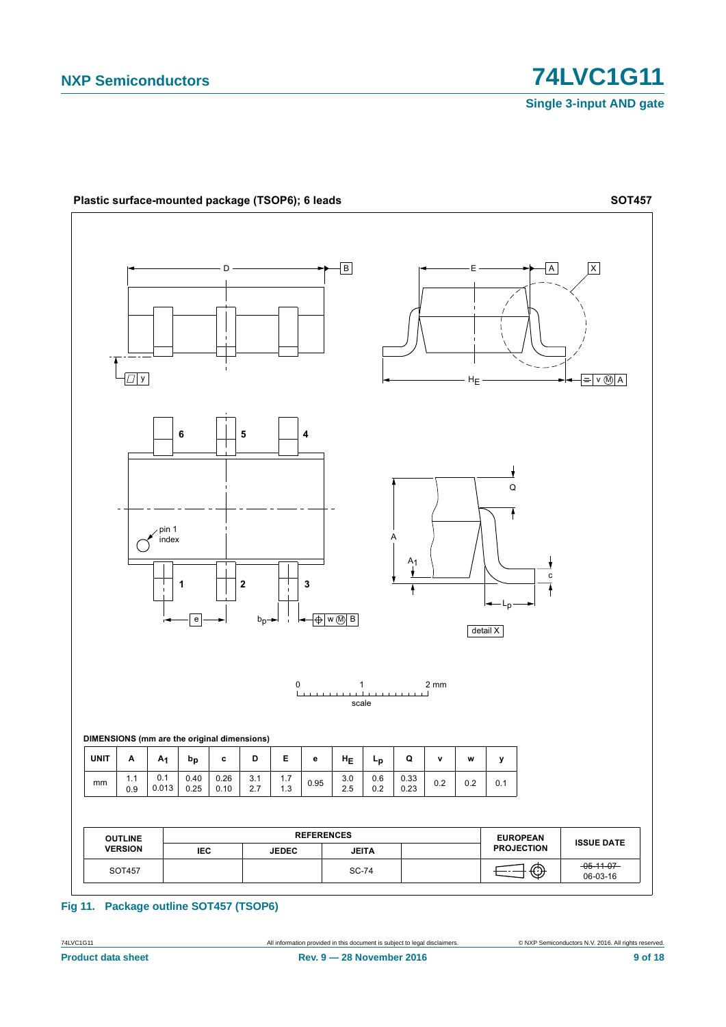**Plastic surface-mounted package (TSOP6); 6 leads** **SOT457**

**DIMENSIONS (mm are the original dimensions)**

| UNIT | A | $A_1$ | $b_p$ | c | D | E | e | $H_E$ | $L_p$ | Q | v | w | y |
|---|---|---|---|---|---|---|---|---|---|---|---|---|---|
| mm | 1.1<br>0.9 | 0.1<br>0.013 | 0.40<br>0.25 | 0.26<br>0.10 | 3.1<br>2.7 | 1.7<br>1.3 | 0.95 | 3.0<br>2.5 | 0.6<br>0.2 | 0.33<br>0.23 | 0.2 | 0.2 | 0.1 |

| OUTLINE VERSION | REFERENCES | | | | EUROPEAN PROJECTION | ISSUE DATE |
|---|---|---|---|---|---|---|
| | IEC | JEDEC | JEITA | | | |
| SOT457 | | | SC-74 | | | ~~05-11-07~~<br>06-03-16 |

**Fig 11. Package outline SOT457 (TSOP6)**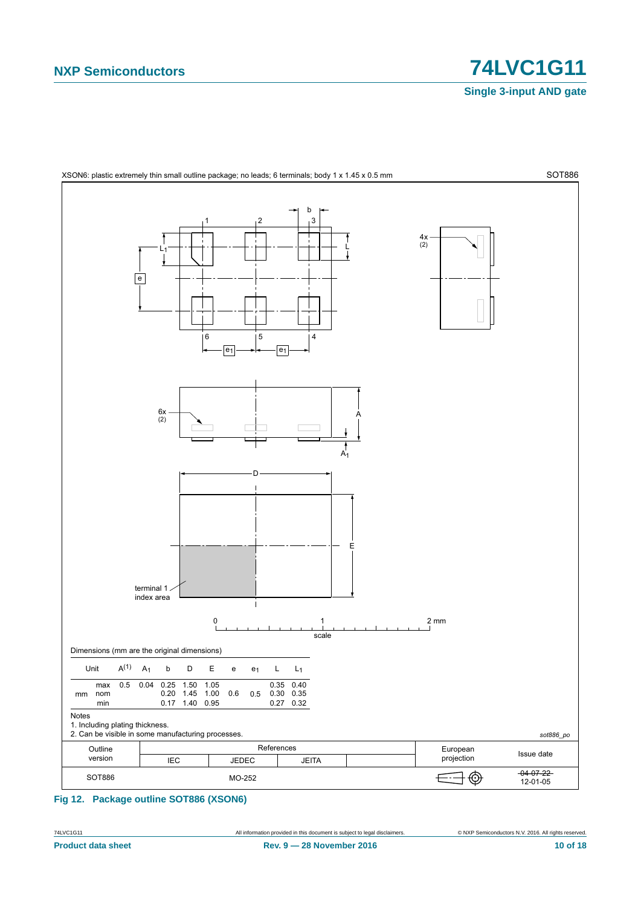XSON6: plastic extremely thin small outline package; no leads; 6 terminals; body 1 x 1.45 x 0.5 mm — SOT886

Dimensions (mm are the original dimensions)

| Unit | | $A^{(1)}$ | $A_1$ | b | D | E | e | $e_1$ | L | $L_1$ |
|---|---|---|---|---|---|---|---|---|---|---|
| mm | max | 0.5 | 0.04 | 0.25 | 1.50 | 1.05 | | | 0.35 | 0.40 |
| | nom | | | 0.20 | 1.45 | 1.00 | 0.6 | 0.5 | 0.30 | 0.35 |
| | min | | | 0.17 | 1.40 | 0.95 | | | 0.27 | 0.32 |

Notes

1. Including plating thickness.
2. Can be visible in some manufacturing processes.

*sot886_po*

| Outline version | References IEC | References JEDEC | References JEITA | | European projection | Issue date |
|---|---|---|---|---|---|---|
| SOT886 | | MO-252 | | | | ~~04-07-22~~ 12-01-05 |

**Fig 12. Package outline SOT886 (XSON6)**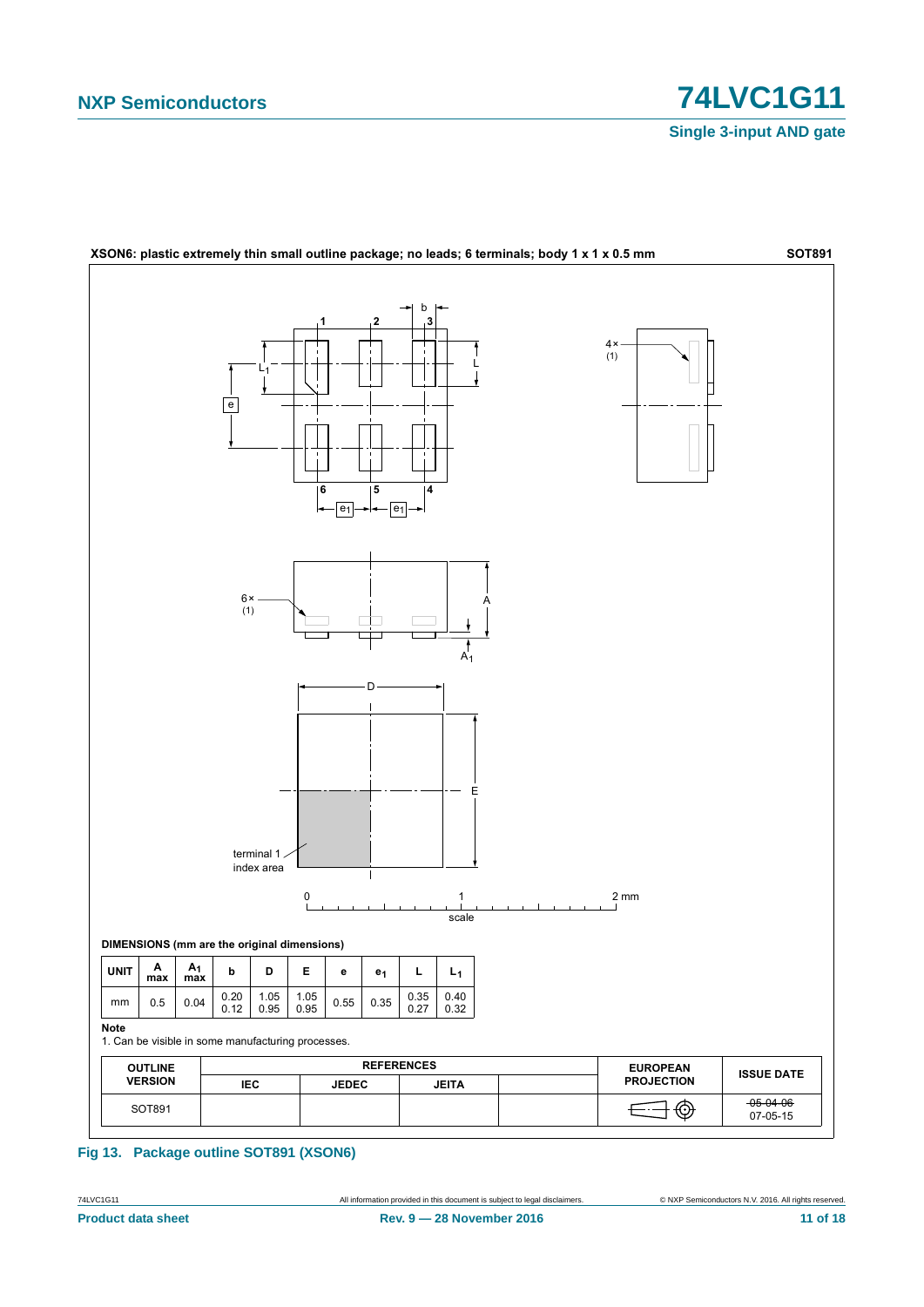**XSON6: plastic extremely thin small outline package; no leads; 6 terminals; body 1 x 1 x 0.5 mm** **SOT891**

**DIMENSIONS (mm are the original dimensions)**

| UNIT | A max | $A_1$ max | b | D | E | e | $e_1$ | L | $L_1$ |
|---|---|---|---|---|---|---|---|---|---|
| mm | 0.5 | 0.04 | 0.20<br>0.12 | 1.05<br>0.95 | 1.05<br>0.95 | 0.55 | 0.35 | 0.35<br>0.27 | 0.40<br>0.32 |

**Note**

1. Can be visible in some manufacturing processes.

| OUTLINE VERSION | REFERENCES | | | | EUROPEAN PROJECTION | ISSUE DATE |
|---|---|---|---|---|---|---|
| | IEC | JEDEC | JEITA | | | |
| SOT891 | | | | | | ~~05-04-06~~<br>07-05-15 |

**Fig 13. Package outline SOT891 (XSON6)**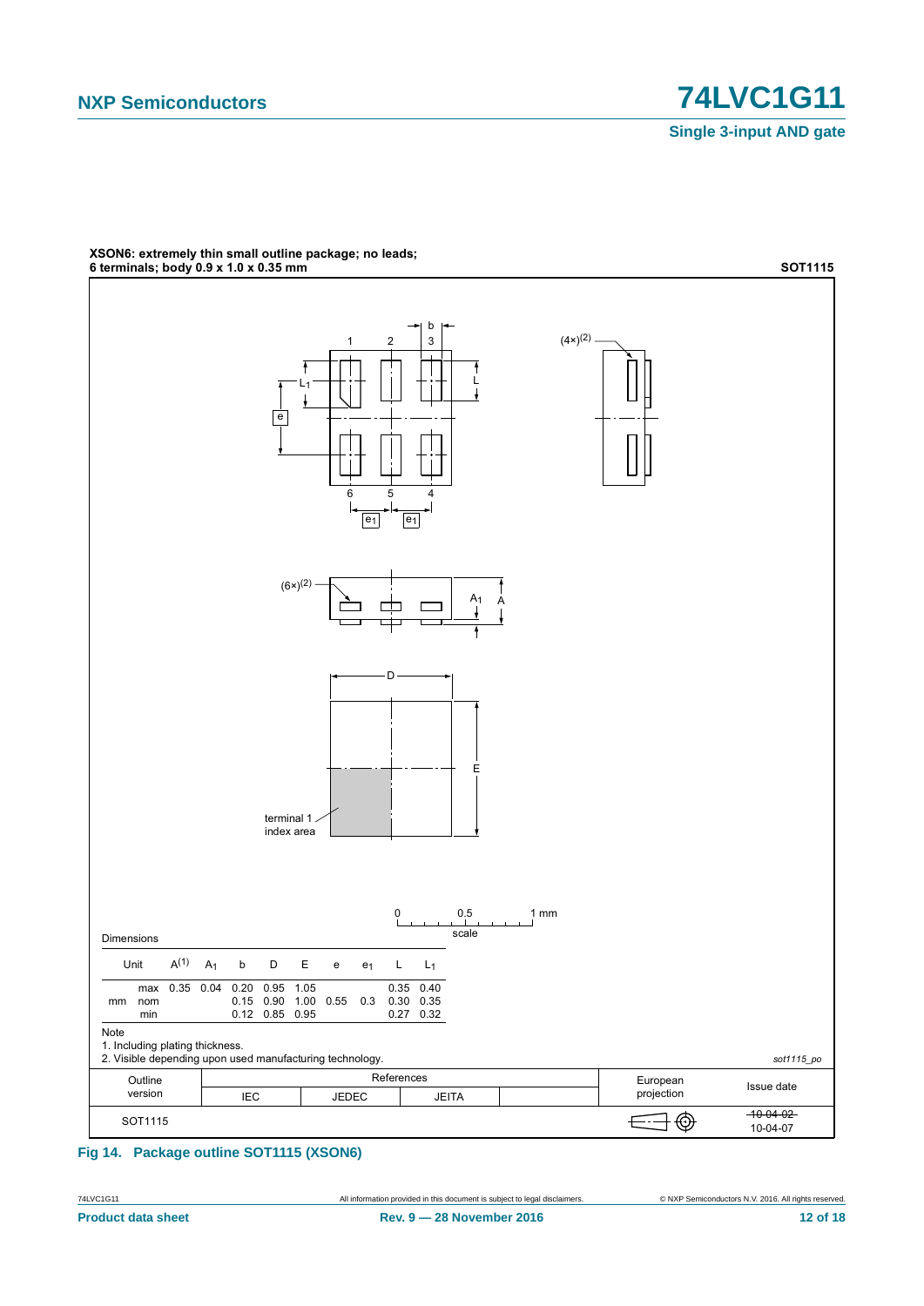**XSON6: extremely thin small outline package; no leads; 6 terminals; body 0.9 x 1.0 x 0.35 mm** **SOT1115**

Dimensions

| Unit | | A(1) | $A_1$ | b | D | E | e | $e_1$ | L | $L_1$ |
|---|---|---|---|---|---|---|---|---|---|---|
| mm | max | 0.35 | 0.04 | 0.20 | 0.95 | 1.05 | | | 0.35 | 0.40 |
| | nom | | | 0.15 | 0.90 | 1.00 | 0.55 | 0.3 | 0.30 | 0.35 |
| | min | | | 0.12 | 0.85 | 0.95 | | | 0.27 | 0.32 |

Note

1. Including plating thickness.
2. Visible depending upon used manufacturing technology.

*sot1115_po*

| Outline version | References | | | | European projection | Issue date |
|---|---|---|---|---|---|---|
| | IEC | JEDEC | JEITA | | | |
| SOT1115 | | | | | | ~~10-04-02~~ 10-04-07 |

**Fig 14. Package outline SOT1115 (XSON6)**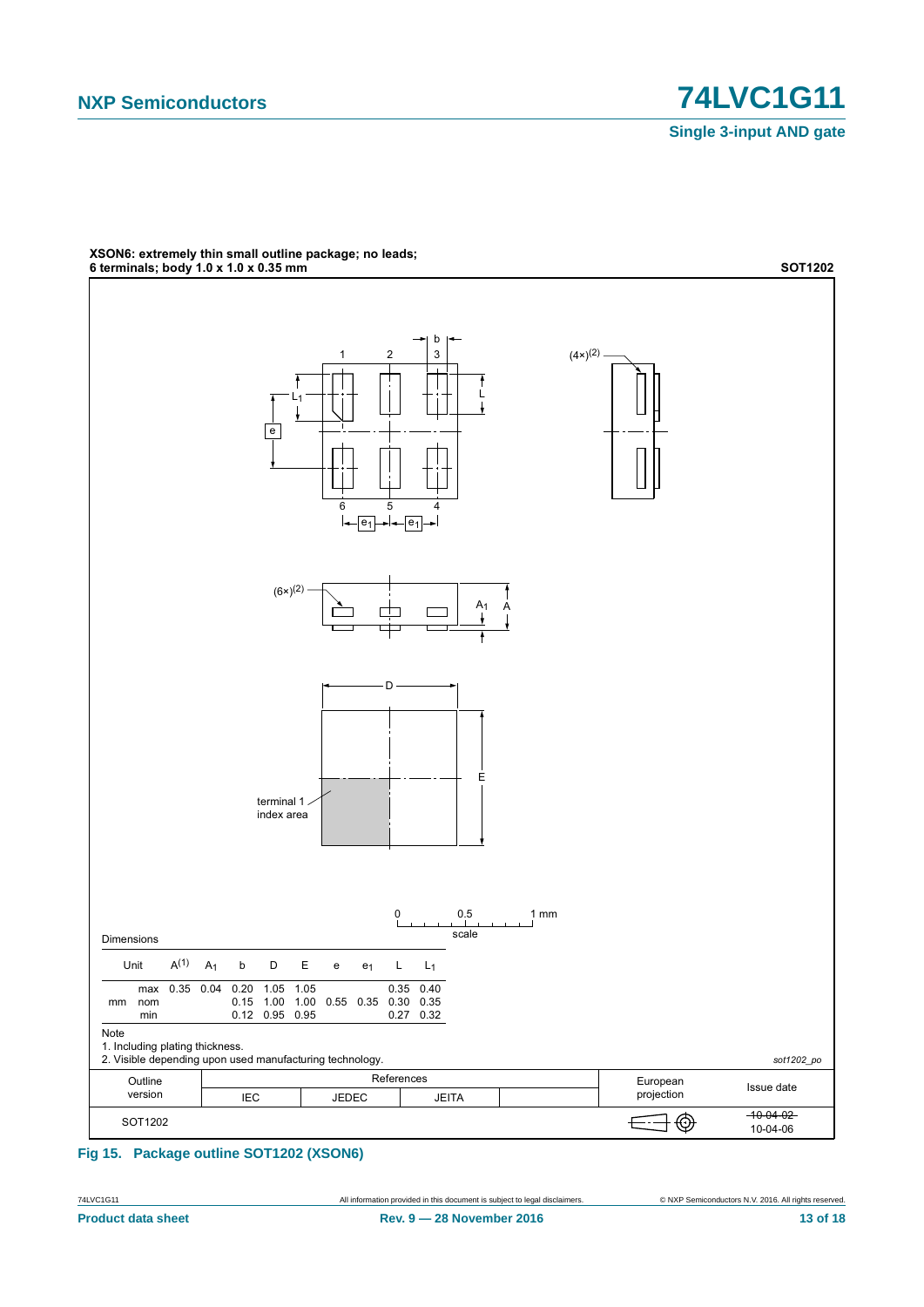**XSON6: extremely thin small outline package; no leads;**
**6 terminals; body 1.0 x 1.0 x 0.35 mm** **SOT1202**

Dimensions

| Unit | | A(1) | $A_1$ | b | D | E | e | $e_1$ | L | $L_1$ |
|---|---|---|---|---|---|---|---|---|---|---|
| mm | max | 0.35 | 0.04 | 0.20 | 1.05 | 1.05 | | | 0.35 | 0.40 |
| | nom | | | 0.15 | 1.00 | 1.00 | 0.55 | 0.35 | 0.30 | 0.35 |
| | min | | | 0.12 | 0.95 | 0.95 | | | 0.27 | 0.32 |

Note

1. Including plating thickness.
2. Visible depending upon used manufacturing technology.

*sot1202_po*

| Outline version | References IEC | JEDEC | JEITA | | European projection | Issue date |
|---|---|---|---|---|---|---|
| SOT1202 | | | | | | ~~10-04-02~~ 10-04-06 |

**Fig 15. Package outline SOT1202 (XSON6)**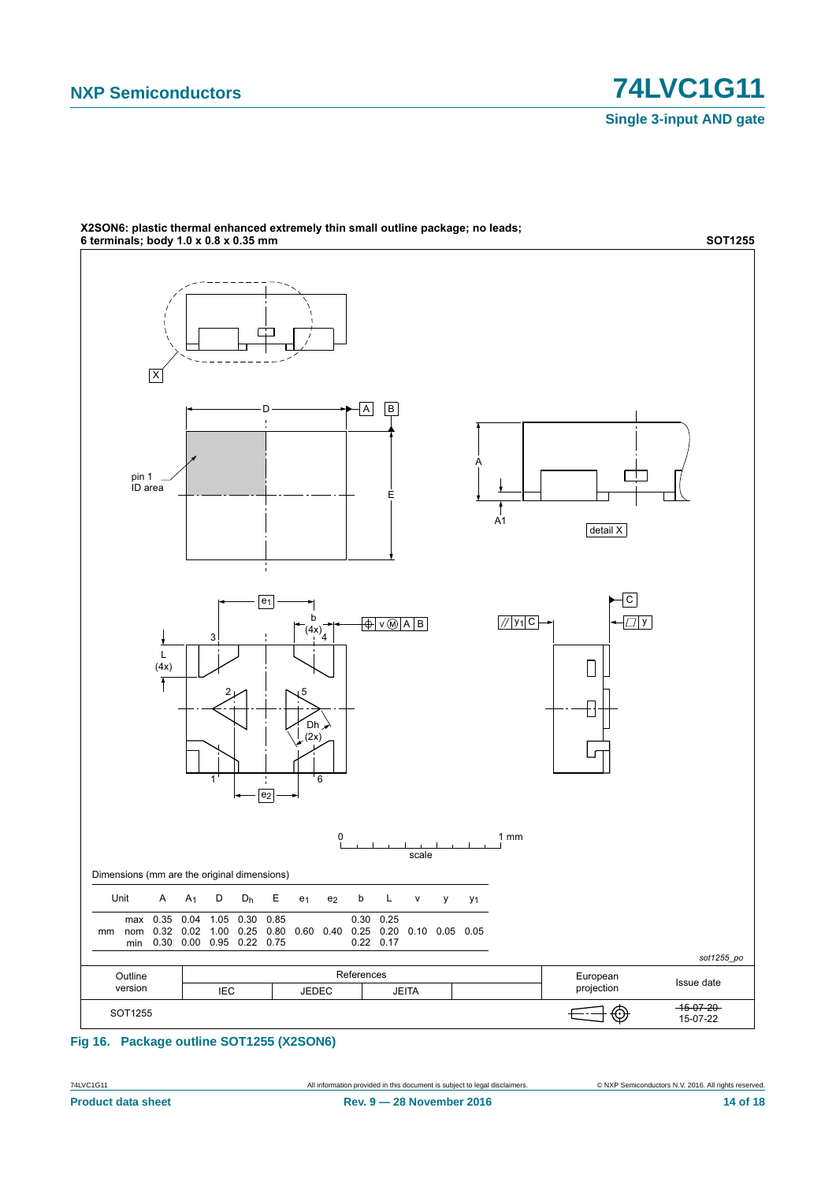**X2SON6: plastic thermal enhanced extremely thin small outline package; no leads; 6 terminals; body 1.0 x 0.8 x 0.35 mm**

**SOT1255**

Dimensions (mm are the original dimensions)

| Unit | | A | $A_1$ | D | $D_h$ | E | $e_1$ | $e_2$ | b | L | v | y | $y_1$ |
|---|---|---|---|---|---|---|---|---|---|---|---|---|---|
| mm | max | 0.35 | 0.04 | 1.05 | 0.30 | 0.85 | | | 0.30 | 0.25 | | | |
| | nom | 0.32 | 0.02 | 1.00 | 0.25 | 0.80 | 0.60 | 0.40 | 0.25 | 0.20 | 0.10 | 0.05 | 0.05 |
| | min | 0.30 | 0.00 | 0.95 | 0.22 | 0.75 | | | 0.22 | 0.17 | | | |

*sot1255_po*

| Outline version | References | | | | European projection | Issue date |
|---|---|---|---|---|---|---|
| | IEC | JEDEC | JEITA | | | |
| SOT1255 | | | | | | ~~15-07-20~~ 15-07-22 |

**Fig 16. Package outline SOT1255 (X2SON6)**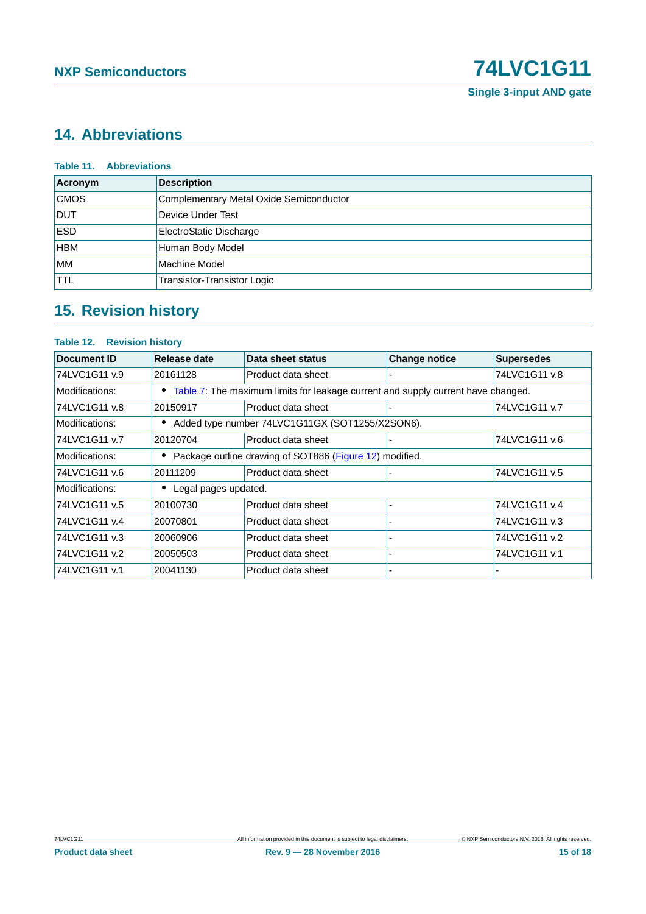## 14. Abbreviations

**Table 11. Abbreviations**

| Acronym | Description |
|---|---|
| CMOS | Complementary Metal Oxide Semiconductor |
| DUT | Device Under Test |
| ESD | ElectroStatic Discharge |
| HBM | Human Body Model |
| MM | Machine Model |
| TTL | Transistor-Transistor Logic |

## 15. Revision history

**Table 12. Revision history**

| Document ID | Release date | Data sheet status | Change notice | Supersedes |
|---|---|---|---|---|
| 74LVC1G11 v.9 | 20161128 | Product data sheet | - | 74LVC1G11 v.8 |
| Modifications: | • Table 7: The maximum limits for leakage current and supply current have changed. | | | |
| 74LVC1G11 v.8 | 20150917 | Product data sheet | - | 74LVC1G11 v.7 |
| Modifications: | • Added type number 74LVC1G11GX (SOT1255/X2SON6). | | | |
| 74LVC1G11 v.7 | 20120704 | Product data sheet | - | 74LVC1G11 v.6 |
| Modifications: | • Package outline drawing of SOT886 (Figure 12) modified. | | | |
| 74LVC1G11 v.6 | 20111209 | Product data sheet | - | 74LVC1G11 v.5 |
| Modifications: | • Legal pages updated. | | | |
| 74LVC1G11 v.5 | 20100730 | Product data sheet | - | 74LVC1G11 v.4 |
| 74LVC1G11 v.4 | 20070801 | Product data sheet | - | 74LVC1G11 v.3 |
| 74LVC1G11 v.3 | 20060906 | Product data sheet | - | 74LVC1G11 v.2 |
| 74LVC1G11 v.2 | 20050503 | Product data sheet | - | 74LVC1G11 v.1 |
| 74LVC1G11 v.1 | 20041130 | Product data sheet | - | - |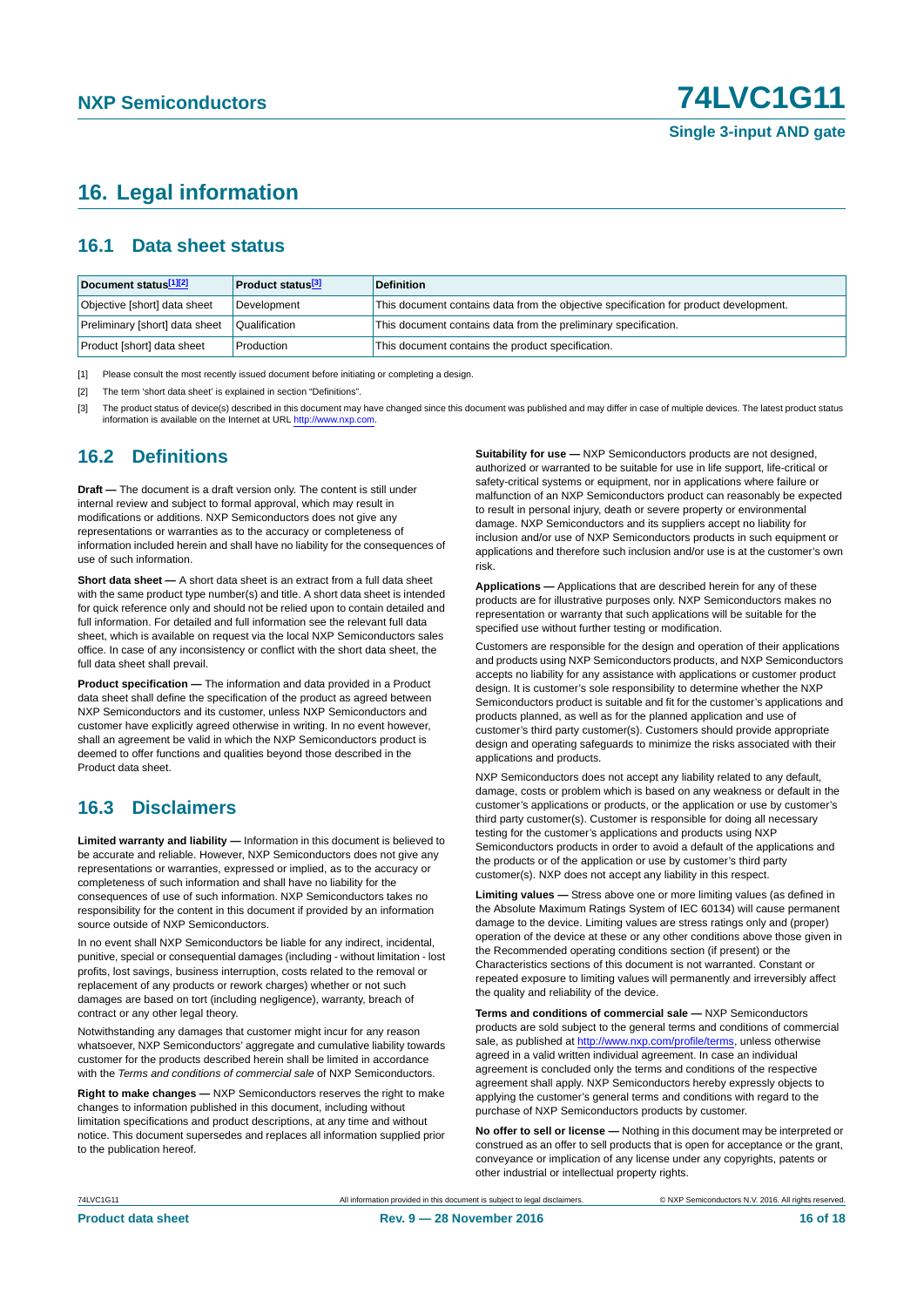# 16. Legal information

## 16.1 Data sheet status

| Document status[1][2] | Product status[3] | Definition |
|---|---|---|
| Objective [short] data sheet | Development | This document contains data from the objective specification for product development. |
| Preliminary [short] data sheet | Qualification | This document contains data from the preliminary specification. |
| Product [short] data sheet | Production | This document contains the product specification. |

[1] Please consult the most recently issued document before initiating or completing a design.

[2] The term 'short data sheet' is explained in section "Definitions".

[3] The product status of device(s) described in this document may have changed since this document was published and may differ in case of multiple devices. The latest product status information is available on the Internet at URL http://www.nxp.com.

## 16.2 Definitions

**Draft —** The document is a draft version only. The content is still under internal review and subject to formal approval, which may result in modifications or additions. NXP Semiconductors does not give any representations or warranties as to the accuracy or completeness of information included herein and shall have no liability for the consequences of use of such information.

**Short data sheet —** A short data sheet is an extract from a full data sheet with the same product type number(s) and title. A short data sheet is intended for quick reference only and should not be relied upon to contain detailed and full information. For detailed and full information see the relevant full data sheet, which is available on request via the local NXP Semiconductors sales office. In case of any inconsistency or conflict with the short data sheet, the full data sheet shall prevail.

**Product specification —** The information and data provided in a Product data sheet shall define the specification of the product as agreed between NXP Semiconductors and its customer, unless NXP Semiconductors and customer have explicitly agreed otherwise in writing. In no event however, shall an agreement be valid in which the NXP Semiconductors product is deemed to offer functions and qualities beyond those described in the Product data sheet.

## 16.3 Disclaimers

**Limited warranty and liability —** Information in this document is believed to be accurate and reliable. However, NXP Semiconductors does not give any representations or warranties, expressed or implied, as to the accuracy or completeness of such information and shall have no liability for the consequences of use of such information. NXP Semiconductors takes no responsibility for the content in this document if provided by an information source outside of NXP Semiconductors.

In no event shall NXP Semiconductors be liable for any indirect, incidental, punitive, special or consequential damages (including - without limitation - lost profits, lost savings, business interruption, costs related to the removal or replacement of any products or rework charges) whether or not such damages are based on tort (including negligence), warranty, breach of contract or any other legal theory.

Notwithstanding any damages that customer might incur for any reason whatsoever, NXP Semiconductors' aggregate and cumulative liability towards customer for the products described herein shall be limited in accordance with the *Terms and conditions of commercial sale* of NXP Semiconductors.

**Right to make changes —** NXP Semiconductors reserves the right to make changes to information published in this document, including without limitation specifications and product descriptions, at any time and without notice. This document supersedes and replaces all information supplied prior to the publication hereof.

**Suitability for use —** NXP Semiconductors products are not designed, authorized or warranted to be suitable for use in life support, life-critical or safety-critical systems or equipment, nor in applications where failure or malfunction of an NXP Semiconductors product can reasonably be expected to result in personal injury, death or severe property or environmental damage. NXP Semiconductors and its suppliers accept no liability for inclusion and/or use of NXP Semiconductors products in such equipment or applications and therefore such inclusion and/or use is at the customer's own risk.

**Applications —** Applications that are described herein for any of these products are for illustrative purposes only. NXP Semiconductors makes no representation or warranty that such applications will be suitable for the specified use without further testing or modification.

Customers are responsible for the design and operation of their applications and products using NXP Semiconductors products, and NXP Semiconductors accepts no liability for any assistance with applications or customer product design. It is customer's sole responsibility to determine whether the NXP Semiconductors product is suitable and fit for the customer's applications and products planned, as well as for the planned application and use of customer's third party customer(s). Customers should provide appropriate design and operating safeguards to minimize the risks associated with their applications and products.

NXP Semiconductors does not accept any liability related to any default, damage, costs or problem which is based on any weakness or default in the customer's applications or products, or the application or use by customer's third party customer(s). Customer is responsible for doing all necessary testing for the customer's applications and products using NXP Semiconductors products in order to avoid a default of the applications and the products or of the application or use by customer's third party customer(s). NXP does not accept any liability in this respect.

**Limiting values —** Stress above one or more limiting values (as defined in the Absolute Maximum Ratings System of IEC 60134) will cause permanent damage to the device. Limiting values are stress ratings only and (proper) operation of the device at these or any other conditions above those given in the Recommended operating conditions section (if present) or the Characteristics sections of this document is not warranted. Constant or repeated exposure to limiting values will permanently and irreversibly affect the quality and reliability of the device.

**Terms and conditions of commercial sale —** NXP Semiconductors products are sold subject to the general terms and conditions of commercial sale, as published at http://www.nxp.com/profile/terms, unless otherwise agreed in a valid written individual agreement. In case an individual agreement is concluded only the terms and conditions of the respective agreement shall apply. NXP Semiconductors hereby expressly objects to applying the customer's general terms and conditions with regard to the purchase of NXP Semiconductors products by customer.

**No offer to sell or license —** Nothing in this document may be interpreted or construed as an offer to sell products that is open for acceptance or the grant, conveyance or implication of any license under any copyrights, patents or other industrial or intellectual property rights.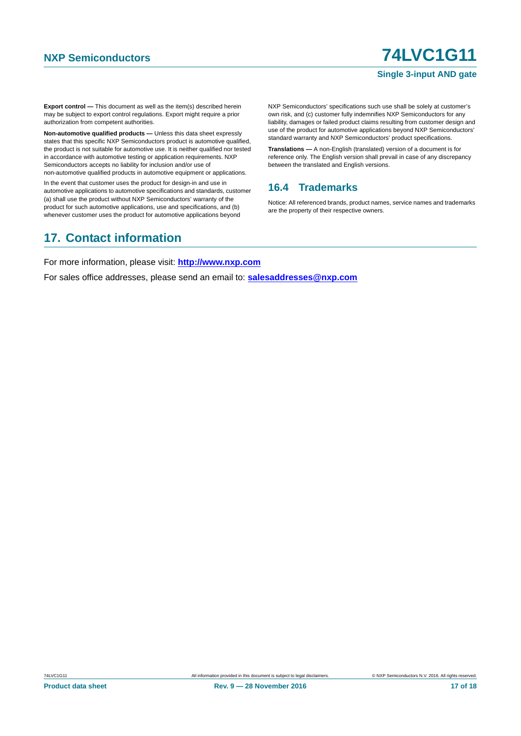**Export control —** This document as well as the item(s) described herein may be subject to export control regulations. Export might require a prior authorization from competent authorities.

**Non-automotive qualified products —** Unless this data sheet expressly states that this specific NXP Semiconductors product is automotive qualified, the product is not suitable for automotive use. It is neither qualified nor tested in accordance with automotive testing or application requirements. NXP Semiconductors accepts no liability for inclusion and/or use of non-automotive qualified products in automotive equipment or applications.

In the event that customer uses the product for design-in and use in automotive applications to automotive specifications and standards, customer (a) shall use the product without NXP Semiconductors' warranty of the product for such automotive applications, use and specifications, and (b) whenever customer uses the product for automotive applications beyond NXP Semiconductors' specifications such use shall be solely at customer's own risk, and (c) customer fully indemnifies NXP Semiconductors for any liability, damages or failed product claims resulting from customer design and use of the product for automotive applications beyond NXP Semiconductors' standard warranty and NXP Semiconductors' product specifications.

**Translations —** A non-English (translated) version of a document is for reference only. The English version shall prevail in case of any discrepancy between the translated and English versions.

### 16.4 Trademarks

Notice: All referenced brands, product names, service names and trademarks are the property of their respective owners.

## 17. Contact information

For more information, please visit: **http://www.nxp.com**

For sales office addresses, please send an email to: **salesaddresses@nxp.com**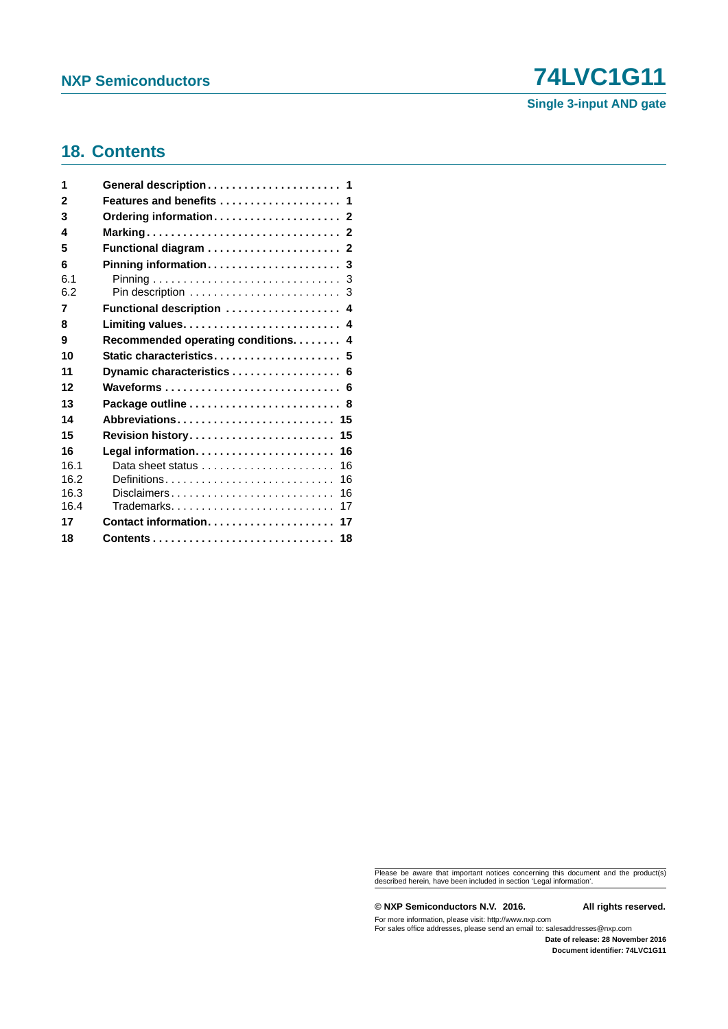## 18. Contents

| | | |
|---|---|---|
| **1** | **General description** | **1** |
| **2** | **Features and benefits** | **1** |
| **3** | **Ordering information** | **2** |
| **4** | **Marking** | **2** |
| **5** | **Functional diagram** | **2** |
| **6** | **Pinning information** | **3** |
| 6.1 | Pinning | 3 |
| 6.2 | Pin description | 3 |
| **7** | **Functional description** | **4** |
| **8** | **Limiting values** | **4** |
| **9** | **Recommended operating conditions** | **4** |
| **10** | **Static characteristics** | **5** |
| **11** | **Dynamic characteristics** | **6** |
| **12** | **Waveforms** | **6** |
| **13** | **Package outline** | **8** |
| **14** | **Abbreviations** | **15** |
| **15** | **Revision history** | **15** |
| **16** | **Legal information** | **16** |
| 16.1 | Data sheet status | 16 |
| 16.2 | Definitions | 16 |
| 16.3 | Disclaimers | 16 |
| 16.4 | Trademarks | 17 |
| **17** | **Contact information** | **17** |
| **18** | **Contents** | **18** |

Please be aware that important notices concerning this document and the product(s) described herein, have been included in section 'Legal information'.

**© NXP Semiconductors N.V. 2016. All rights reserved.**

For more information, please visit: http://www.nxp.com
For sales office addresses, please send an email to: salesaddresses@nxp.com

**Date of release: 28 November 2016**

**Document identifier: 74LVC1G11**